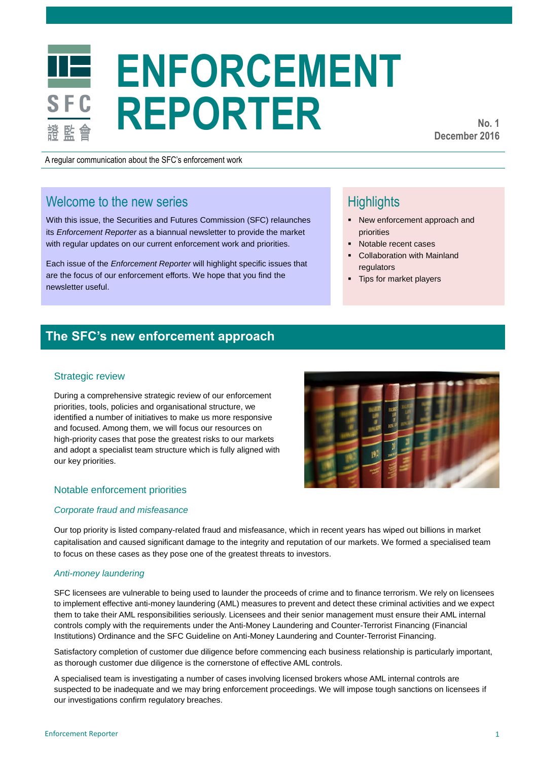# ENFORCEMENT REPORTER

**No. 1**
**December 2016**

A regular communication about the SFC's enforcement work

## Welcome to the new series

With this issue, the Securities and Futures Commission (SFC) relaunches its *Enforcement Reporter* as a biannual newsletter to provide the market with regular updates on our current enforcement work and priorities.

Each issue of the *Enforcement Reporter* will highlight specific issues that are the focus of our enforcement efforts. We hope that you find the newsletter useful.

## Highlights

- New enforcement approach and priorities
- Notable recent cases
- Collaboration with Mainland regulators
- Tips for market players

## The SFC's new enforcement approach

### Strategic review

During a comprehensive strategic review of our enforcement priorities, tools, policies and organisational structure, we identified a number of initiatives to make us more responsive and focused. Among them, we will focus our resources on high-priority cases that pose the greatest risks to our markets and adopt a specialist team structure which is fully aligned with our key priorities.

### Notable enforcement priorities

#### *Corporate fraud and misfeasance*

Our top priority is listed company-related fraud and misfeasance, which in recent years has wiped out billions in market capitalisation and caused significant damage to the integrity and reputation of our markets. We formed a specialised team to focus on these cases as they pose one of the greatest threats to investors.

#### *Anti-money laundering*

SFC licensees are vulnerable to being used to launder the proceeds of crime and to finance terrorism. We rely on licensees to implement effective anti-money laundering (AML) measures to prevent and detect these criminal activities and we expect them to take their AML responsibilities seriously. Licensees and their senior management must ensure their AML internal controls comply with the requirements under the Anti-Money Laundering and Counter-Terrorist Financing (Financial Institutions) Ordinance and the SFC Guideline on Anti-Money Laundering and Counter-Terrorist Financing.

Satisfactory completion of customer due diligence before commencing each business relationship is particularly important, as thorough customer due diligence is the cornerstone of effective AML controls.

A specialised team is investigating a number of cases involving licensed brokers whose AML internal controls are suspected to be inadequate and we may bring enforcement proceedings. We will impose tough sanctions on licensees if our investigations confirm regulatory breaches.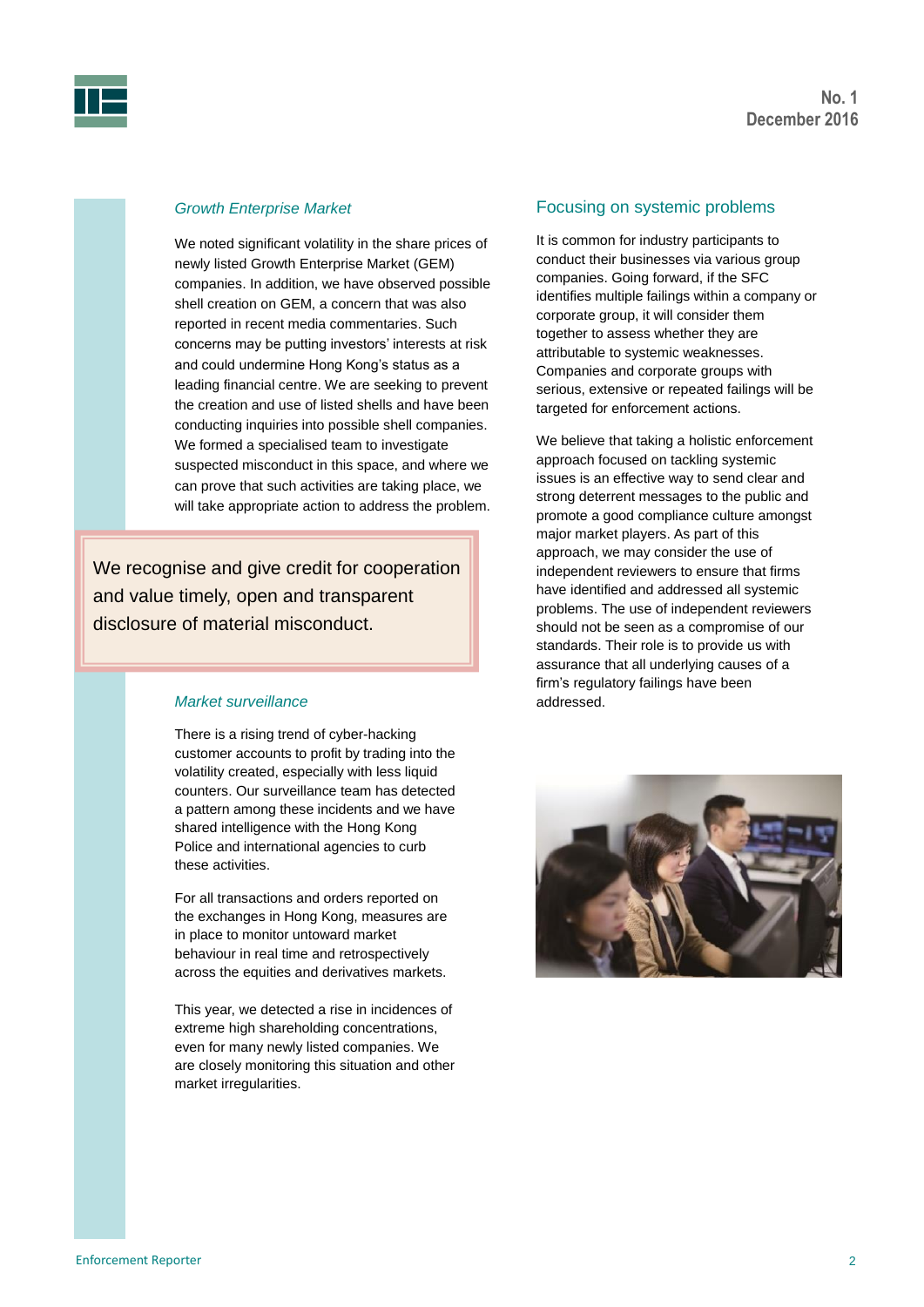*Growth Enterprise Market*

We noted significant volatility in the share prices of newly listed Growth Enterprise Market (GEM) companies. In addition, we have observed possible shell creation on GEM, a concern that was also reported in recent media commentaries. Such concerns may be putting investors' interests at risk and could undermine Hong Kong's status as a leading financial centre. We are seeking to prevent the creation and use of listed shells and have been conducting inquiries into possible shell companies. We formed a specialised team to investigate suspected misconduct in this space, and where we can prove that such activities are taking place, we will take appropriate action to address the problem.

> We recognise and give credit for cooperation and value timely, open and transparent disclosure of material misconduct.

*Market surveillance*

There is a rising trend of cyber-hacking customer accounts to profit by trading into the volatility created, especially with less liquid counters. Our surveillance team has detected a pattern among these incidents and we have shared intelligence with the Hong Kong Police and international agencies to curb these activities.

For all transactions and orders reported on the exchanges in Hong Kong, measures are in place to monitor untoward market behaviour in real time and retrospectively across the equities and derivatives markets.

This year, we detected a rise in incidences of extreme high shareholding concentrations, even for many newly listed companies. We are closely monitoring this situation and other market irregularities.

## Focusing on systemic problems

It is common for industry participants to conduct their businesses via various group companies. Going forward, if the SFC identifies multiple failings within a company or corporate group, it will consider them together to assess whether they are attributable to systemic weaknesses. Companies and corporate groups with serious, extensive or repeated failings will be targeted for enforcement actions.

We believe that taking a holistic enforcement approach focused on tackling systemic issues is an effective way to send clear and strong deterrent messages to the public and promote a good compliance culture amongst major market players. As part of this approach, we may consider the use of independent reviewers to ensure that firms have identified and addressed all systemic problems. The use of independent reviewers should not be seen as a compromise of our standards. Their role is to provide us with assurance that all underlying causes of a firm's regulatory failings have been addressed.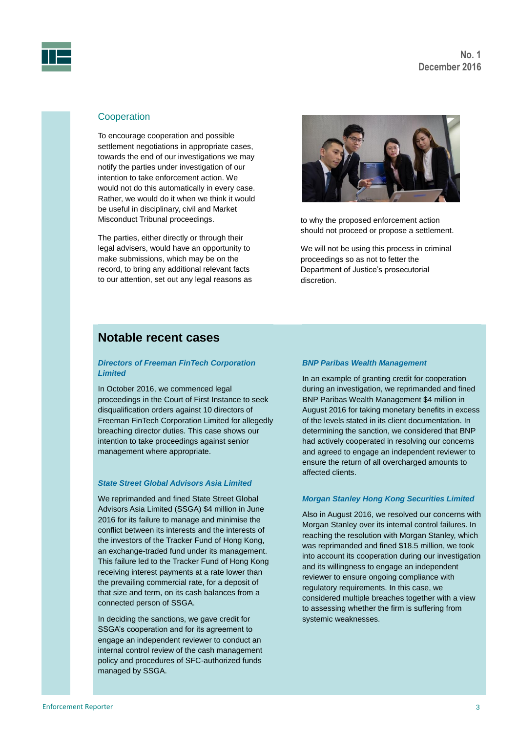## Cooperation

To encourage cooperation and possible settlement negotiations in appropriate cases, towards the end of our investigations we may notify the parties under investigation of our intention to take enforcement action. We would not do this automatically in every case. Rather, we would do it when we think it would be useful in disciplinary, civil and Market Misconduct Tribunal proceedings.

The parties, either directly or through their legal advisers, would have an opportunity to make submissions, which may be on the record, to bring any additional relevant facts to our attention, set out any legal reasons as to why the proposed enforcement action should not proceed or propose a settlement.

We will not be using this process in criminal proceedings so as not to fetter the Department of Justice's prosecutorial discretion.

## Notable recent cases

***Directors of Freeman FinTech Corporation Limited***

In October 2016, we commenced legal proceedings in the Court of First Instance to seek disqualification orders against 10 directors of Freeman FinTech Corporation Limited for allegedly breaching director duties. This case shows our intention to take proceedings against senior management where appropriate.

***State Street Global Advisors Asia Limited***

We reprimanded and fined State Street Global Advisors Asia Limited (SSGA) $4 million in June 2016 for its failure to manage and minimise the conflict between its interests and the interests of the investors of the Tracker Fund of Hong Kong, an exchange-traded fund under its management. This failure led to the Tracker Fund of Hong Kong receiving interest payments at a rate lower than the prevailing commercial rate, for a deposit of that size and term, on its cash balances from a connected person of SSGA.

In deciding the sanctions, we gave credit for SSGA's cooperation and for its agreement to engage an independent reviewer to conduct an internal control review of the cash management policy and procedures of SFC-authorized funds managed by SSGA.

***BNP Paribas Wealth Management***

In an example of granting credit for cooperation during an investigation, we reprimanded and fined BNP Paribas Wealth Management $4 million in August 2016 for taking monetary benefits in excess of the levels stated in its client documentation. In determining the sanction, we considered that BNP had actively cooperated in resolving our concerns and agreed to engage an independent reviewer to ensure the return of all overcharged amounts to affected clients.

***Morgan Stanley Hong Kong Securities Limited***

Also in August 2016, we resolved our concerns with Morgan Stanley over its internal control failures. In reaching the resolution with Morgan Stanley, which was reprimanded and fined $18.5 million, we took into account its cooperation during our investigation and its willingness to engage an independent reviewer to ensure ongoing compliance with regulatory requirements. In this case, we considered multiple breaches together with a view to assessing whether the firm is suffering from systemic weaknesses.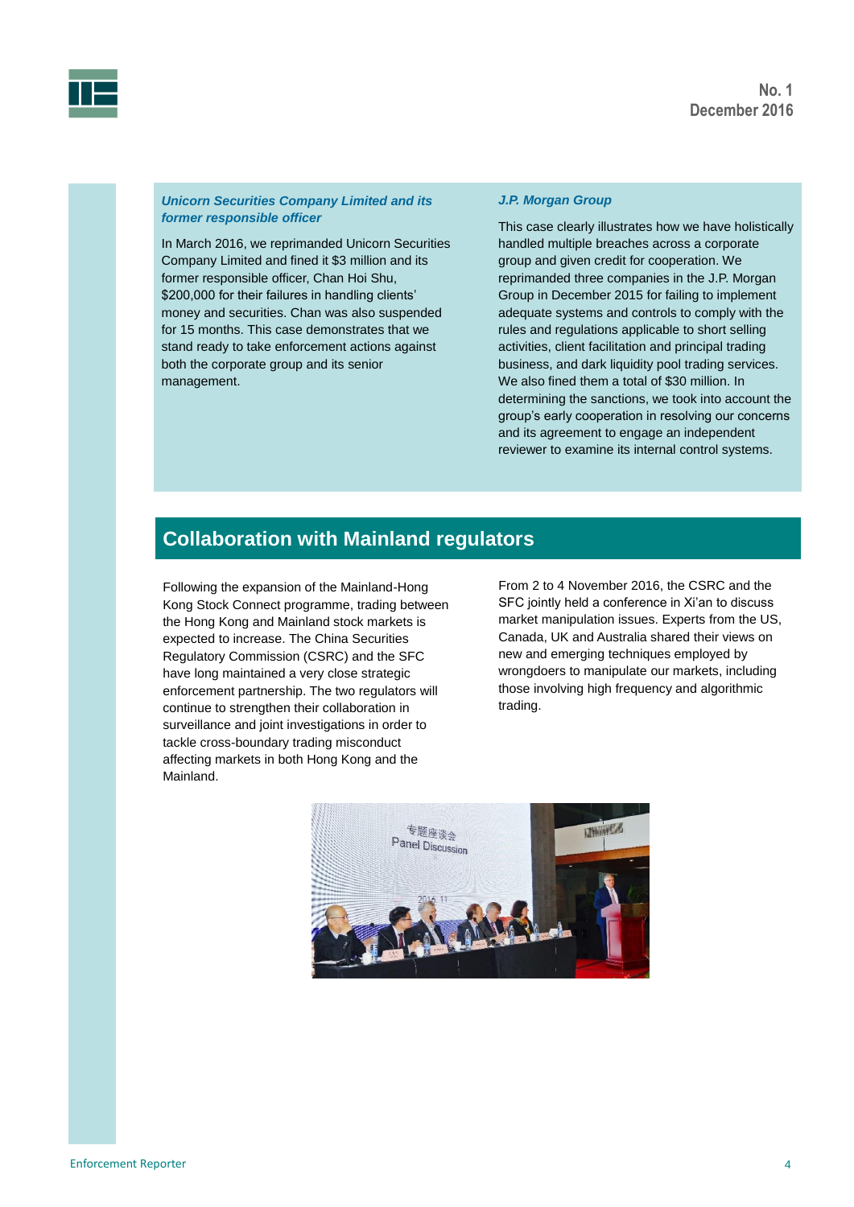***Unicorn Securities Company Limited and its former responsible officer***

In March 2016, we reprimanded Unicorn Securities Company Limited and fined it $3 million and its former responsible officer, Chan Hoi Shu, $200,000 for their failures in handling clients' money and securities. Chan was also suspended for 15 months. This case demonstrates that we stand ready to take enforcement actions against both the corporate group and its senior management.

***J.P. Morgan Group***

This case clearly illustrates how we have holistically handled multiple breaches across a corporate group and given credit for cooperation. We reprimanded three companies in the J.P. Morgan Group in December 2015 for failing to implement adequate systems and controls to comply with the rules and regulations applicable to short selling activities, client facilitation and principal trading business, and dark liquidity pool trading services. We also fined them a total of $30 million. In determining the sanctions, we took into account the group's early cooperation in resolving our concerns and its agreement to engage an independent reviewer to examine its internal control systems.

## Collaboration with Mainland regulators

Following the expansion of the Mainland-Hong Kong Stock Connect programme, trading between the Hong Kong and Mainland stock markets is expected to increase. The China Securities Regulatory Commission (CSRC) and the SFC have long maintained a very close strategic enforcement partnership. The two regulators will continue to strengthen their collaboration in surveillance and joint investigations in order to tackle cross-boundary trading misconduct affecting markets in both Hong Kong and the Mainland.

From 2 to 4 November 2016, the CSRC and the SFC jointly held a conference in Xi'an to discuss market manipulation issues. Experts from the US, Canada, UK and Australia shared their views on new and emerging techniques employed by wrongdoers to manipulate our markets, including those involving high frequency and algorithmic trading.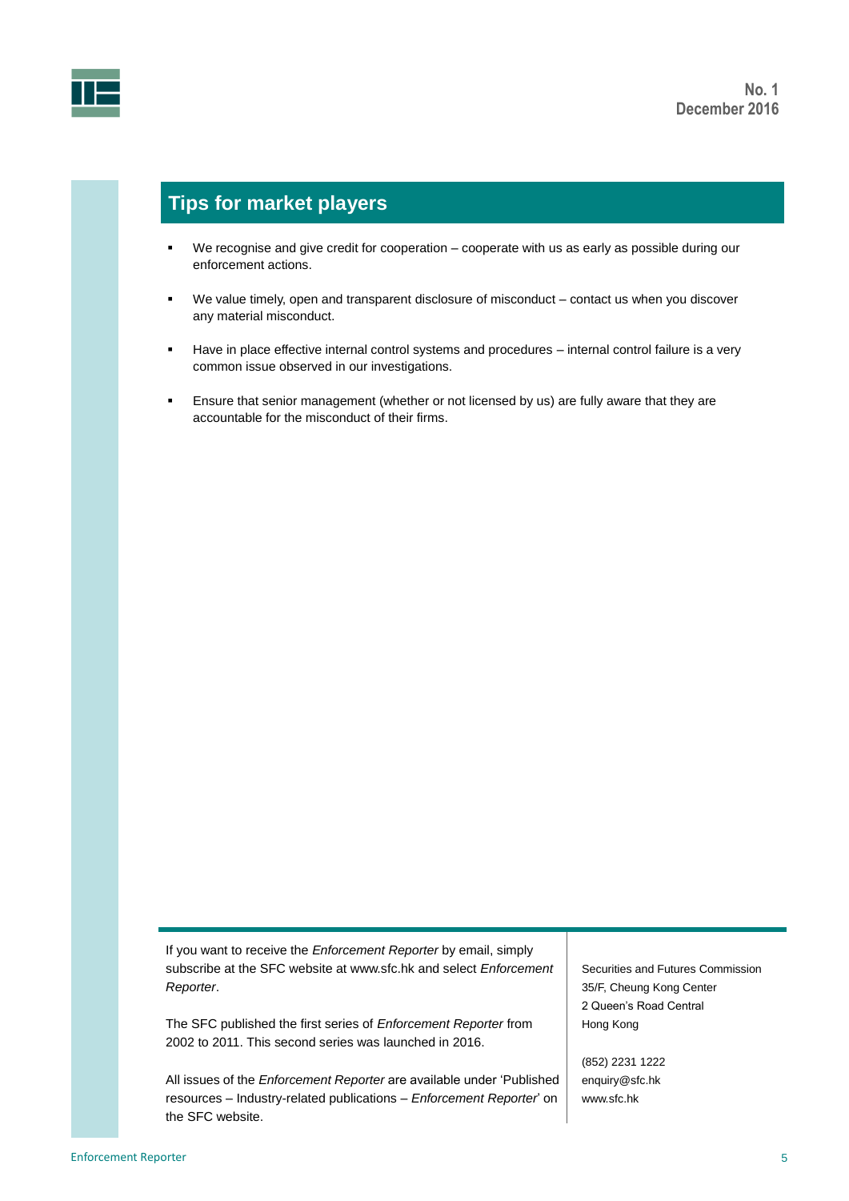## Tips for market players

- We recognise and give credit for cooperation – cooperate with us as early as possible during our enforcement actions.
- We value timely, open and transparent disclosure of misconduct – contact us when you discover any material misconduct.
- Have in place effective internal control systems and procedures – internal control failure is a very common issue observed in our investigations.
- Ensure that senior management (whether or not licensed by us) are fully aware that they are accountable for the misconduct of their firms.

If you want to receive the *Enforcement Reporter* by email, simply subscribe at the SFC website at www.sfc.hk and select *Enforcement Reporter*.

The SFC published the first series of *Enforcement Reporter* from 2002 to 2011. This second series was launched in 2016.

All issues of the *Enforcement Reporter* are available under 'Published resources – Industry-related publications – *Enforcement Reporter*' on the SFC website.

Securities and Futures Commission
35/F, Cheung Kong Center
2 Queen's Road Central
Hong Kong

(852) 2231 1222
enquiry@sfc.hk
www.sfc.hk